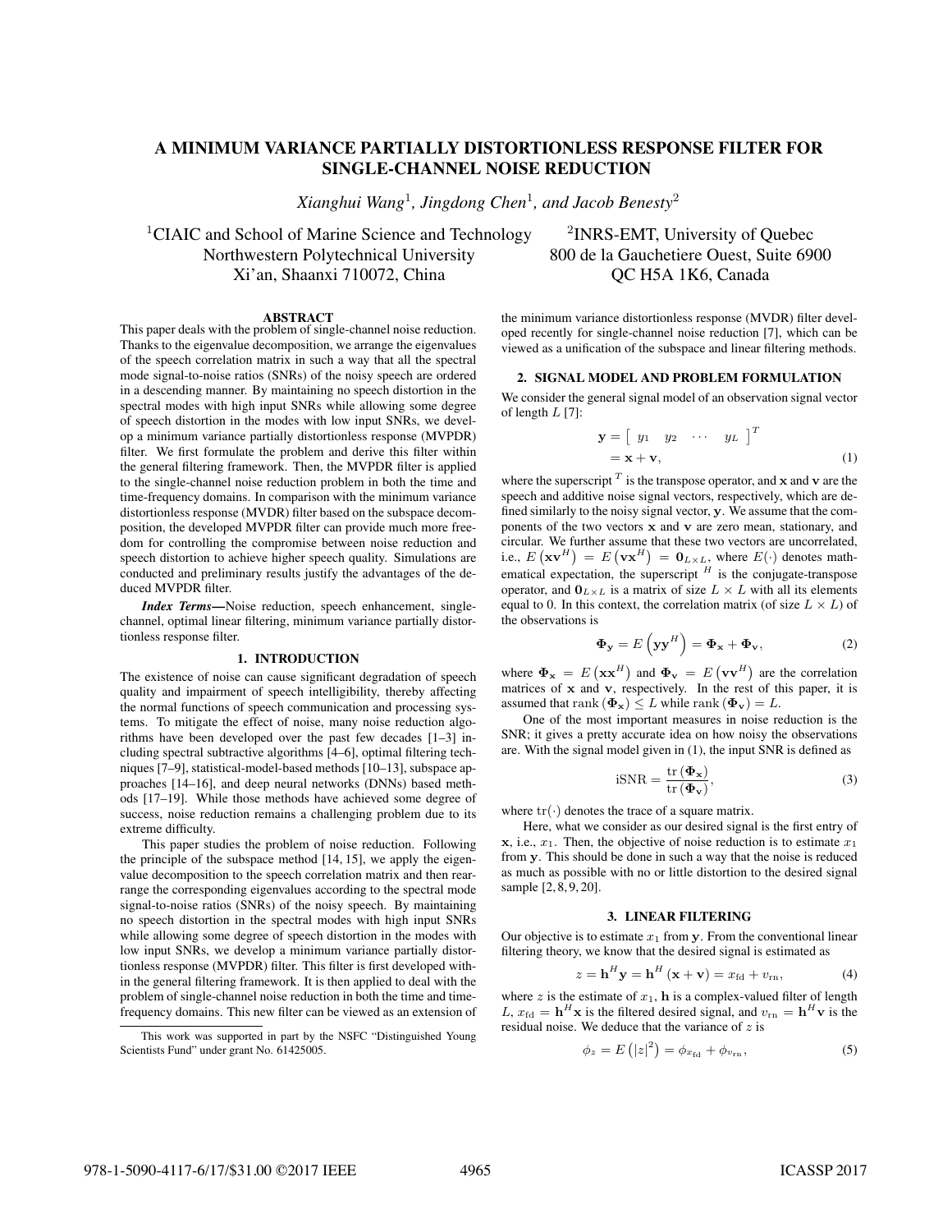# A MINIMUM VARIANCE PARTIALLY DISTORTIONLESS RESPONSE FILTER FOR SINGLE-CHANNEL NOISE REDUCTION

*Xianghui Wang*[1]*, Jingdong Chen*[1]*, and Jacob Benesty*[2]

[1]CIAIC and School of Marine Science and Technology
Northwestern Polytechnical University
Xi'an, Shaanxi 710072, China

[2]INRS-EMT, University of Quebec
800 de la Gauchetiere Ouest, Suite 6900
QC H5A 1K6, Canada

## ABSTRACT

This paper deals with the problem of single-channel noise reduction. Thanks to the eigenvalue decomposition, we arrange the eigenvalues of the speech correlation matrix in such a way that all the spectral mode signal-to-noise ratios (SNRs) of the noisy speech are ordered in a descending manner. By maintaining no speech distortion in the spectral modes with high input SNRs while allowing some degree of speech distortion in the modes with low input SNRs, we develop a minimum variance partially distortionless response (MVPDR) filter. We first formulate the problem and derive this filter within the general filtering framework. Then, the MVPDR filter is applied to the single-channel noise reduction problem in both the time and time-frequency domains. In comparison with the minimum variance distortionless response (MVDR) filter based on the subspace decomposition, the developed MVPDR filter can provide much more freedom for controlling the compromise between noise reduction and speech distortion to achieve higher speech quality. Simulations are conducted and preliminary results justify the advantages of the deduced MVPDR filter.

***Index Terms*—**Noise reduction, speech enhancement, single-channel, optimal linear filtering, minimum variance partially distortionless response filter.

## 1. INTRODUCTION

The existence of noise can cause significant degradation of speech quality and impairment of speech intelligibility, thereby affecting the normal functions of speech communication and processing systems. To mitigate the effect of noise, many noise reduction algorithms have been developed over the past few decades [1–3] including spectral subtractive algorithms [4–6], optimal filtering techniques [7–9], statistical-model-based methods [10–13], subspace approaches [14–16], and deep neural networks (DNNs) based methods [17–19]. While those methods have achieved some degree of success, noise reduction remains a challenging problem due to its extreme difficulty.

This paper studies the problem of noise reduction. Following the principle of the subspace method [14, 15], we apply the eigenvalue decomposition to the speech correlation matrix and then rearrange the corresponding eigenvalues according to the spectral mode signal-to-noise ratios (SNRs) of the noisy speech. By maintaining no speech distortion in the spectral modes with high input SNRs while allowing some degree of speech distortion in the modes with low input SNRs, we develop a minimum variance partially distortionless response (MVPDR) filter. This filter is first developed within the general filtering framework. It is then applied to deal with the problem of single-channel noise reduction in both the time and time-frequency domains. This new filter can be viewed as an extension of the minimum variance distortionless response (MVDR) filter developed recently for single-channel noise reduction [7], which can be viewed as a unification of the subspace and linear filtering methods.

## 2. SIGNAL MODEL AND PROBLEM FORMULATION

We consider the general signal model of an observation signal vector of length $L$ [7]:

$$\mathbf{y} = \begin{bmatrix} y_1 & y_2 & \cdots & y_L \end{bmatrix}^T = \mathbf{x} + \mathbf{v}, \tag{1}$$

where the superscript $^T$ is the transpose operator, and $\mathbf{x}$ and $\mathbf{v}$ are the speech and additive noise signal vectors, respectively, which are defined similarly to the noisy signal vector, $\mathbf{y}$. We assume that the components of the two vectors $\mathbf{x}$ and $\mathbf{v}$ are zero mean, stationary, and circular. We further assume that these two vectors are uncorrelated, i.e., $E\left(\mathbf{x}\mathbf{v}^H\right) = E\left(\mathbf{v}\mathbf{x}^H\right) = \mathbf{0}_{L\times L}$, where $E(\cdot)$ denotes mathematical expectation, the superscript $^H$ is the conjugate-transpose operator, and $\mathbf{0}_{L\times L}$ is a matrix of size $L \times L$ with all its elements equal to 0. In this context, the correlation matrix (of size $L \times L$) of the observations is

$$\mathbf{\Phi}_\mathbf{y} = E\left(\mathbf{y}\mathbf{y}^H\right) = \mathbf{\Phi}_\mathbf{x} + \mathbf{\Phi}_\mathbf{v}, \tag{2}$$

where $\mathbf{\Phi}_\mathbf{x} = E\left(\mathbf{x}\mathbf{x}^H\right)$ and $\mathbf{\Phi}_\mathbf{v} = E\left(\mathbf{v}\mathbf{v}^H\right)$ are the correlation matrices of $\mathbf{x}$ and $\mathbf{v}$, respectively. In the rest of this paper, it is assumed that $\mathrm{rank}\left(\mathbf{\Phi}_\mathbf{x}\right) \leq L$ while $\mathrm{rank}\left(\mathbf{\Phi}_\mathbf{v}\right) = L$.

One of the most important measures in noise reduction is the SNR; it gives a pretty accurate idea on how noisy the observations are. With the signal model given in (1), the input SNR is defined as

$$\mathrm{iSNR} = \frac{\mathrm{tr}\left(\mathbf{\Phi}_\mathbf{x}\right)}{\mathrm{tr}\left(\mathbf{\Phi}_\mathbf{v}\right)}, \tag{3}$$

where $\mathrm{tr}(\cdot)$ denotes the trace of a square matrix.

Here, what we consider as our desired signal is the first entry of $\mathbf{x}$, i.e., $x_1$. Then, the objective of noise reduction is to estimate $x_1$ from $\mathbf{y}$. This should be done in such a way that the noise is reduced as much as possible with no or little distortion to the desired signal sample [2, 8, 9, 20].

## 3. LINEAR FILTERING

Our objective is to estimate $x_1$ from $\mathbf{y}$. From the conventional linear filtering theory, we know that the desired signal is estimated as

$$z = \mathbf{h}^H\mathbf{y} = \mathbf{h}^H\left(\mathbf{x} + \mathbf{v}\right) = x_{\mathrm{fd}} + v_{\mathrm{rn}}, \tag{4}$$

where $z$ is the estimate of $x_1$, $\mathbf{h}$ is a complex-valued filter of length $L$, $x_{\mathrm{fd}} = \mathbf{h}^H\mathbf{x}$ is the filtered desired signal, and $v_{\mathrm{rn}} = \mathbf{h}^H\mathbf{v}$ is the residual noise. We deduce that the variance of $z$ is

$$\phi_z = E\left(|z|^2\right) = \phi_{x_{\mathrm{fd}}} + \phi_{v_{\mathrm{rn}}}, \tag{5}$$

This work was supported in part by the NSFC "Distinguished Young Scientists Fund" under grant No. 61425005.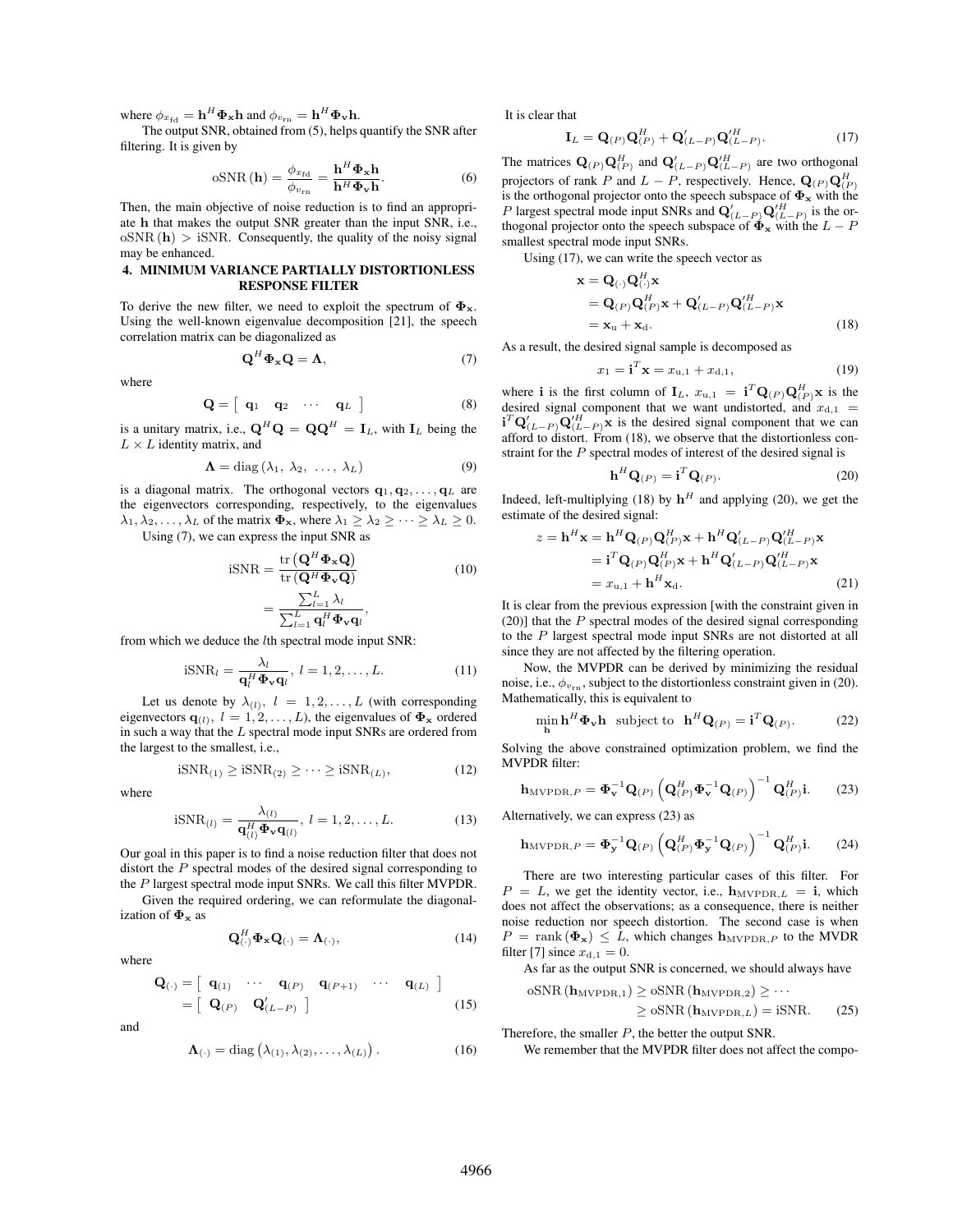where $\phi_{x_{\rm fd}} = \mathbf{h}^H \mathbf{\Phi}_{\mathbf{x}} \mathbf{h}$ and $\phi_{v_{\rm rn}} = \mathbf{h}^H \mathbf{\Phi}_{\mathbf{v}} \mathbf{h}$.

The output SNR, obtained from (5), helps quantify the SNR after filtering. It is given by

$$\mathrm{oSNR}\left(\mathbf{h}\right) = \frac{\phi_{x_{\rm fd}}}{\phi_{v_{\rm rn}}} = \frac{\mathbf{h}^H \mathbf{\Phi}_{\mathbf{x}} \mathbf{h}}{\mathbf{h}^H \mathbf{\Phi}_{\mathbf{v}} \mathbf{h}}. \tag{6}$$

Then, the main objective of noise reduction is to find an appropriate $\mathbf{h}$ that makes the output SNR greater than the input SNR, i.e., $\mathrm{oSNR}\left(\mathbf{h}\right) > \mathrm{iSNR}$. Consequently, the quality of the noisy signal may be enhanced.

## 4. MINIMUM VARIANCE PARTIALLY DISTORTIONLESS RESPONSE FILTER

To derive the new filter, we need to exploit the spectrum of $\mathbf{\Phi}_{\mathbf{x}}$. Using the well-known eigenvalue decomposition [21], the speech correlation matrix can be diagonalized as

$$\mathbf{Q}^H \mathbf{\Phi}_{\mathbf{x}} \mathbf{Q} = \mathbf{\Lambda}, \tag{7}$$

where

$$\mathbf{Q} = \left[ \begin{array}{cccc} \mathbf{q}_1 & \mathbf{q}_2 & \cdots & \mathbf{q}_L \end{array} \right] \tag{8}$$

is a unitary matrix, i.e., $\mathbf{Q}^H \mathbf{Q} = \mathbf{Q}\mathbf{Q}^H = \mathbf{I}_L$, with $\mathbf{I}_L$ being the $L \times L$ identity matrix, and

$$\mathbf{\Lambda} = \mathrm{diag}\left(\lambda_1,\ \lambda_2,\ \ldots,\ \lambda_L\right) \tag{9}$$

is a diagonal matrix. The orthogonal vectors $\mathbf{q}_1, \mathbf{q}_2, \ldots, \mathbf{q}_L$ are the eigenvectors corresponding, respectively, to the eigenvalues $\lambda_1, \lambda_2, \ldots, \lambda_L$ of the matrix $\mathbf{\Phi}_{\mathbf{x}}$, where $\lambda_1 \geq \lambda_2 \geq \cdots \geq \lambda_L \geq 0$.

Using (7), we can express the input SNR as

$$\begin{aligned} \mathrm{iSNR} &= \frac{\mathrm{tr}\left(\mathbf{Q}^H \mathbf{\Phi}_{\mathbf{x}} \mathbf{Q}\right)}{\mathrm{tr}\left(\mathbf{Q}^H \mathbf{\Phi}_{\mathbf{v}} \mathbf{Q}\right)} \\ &= \frac{\sum_{l=1}^{L} \lambda_l}{\sum_{l=1}^{L} \mathbf{q}_l^H \mathbf{\Phi}_{\mathbf{v}} \mathbf{q}_l}, \end{aligned} \tag{10}$$

from which we deduce the $l$th spectral mode input SNR:

$$\mathrm{iSNR}_l = \frac{\lambda_l}{\mathbf{q}_l^H \mathbf{\Phi}_{\mathbf{v}} \mathbf{q}_l},\ l = 1, 2, \ldots, L. \tag{11}$$

Let us denote by $\lambda_{(l)},\ l = 1, 2, \ldots, L$ (with corresponding eigenvectors $\mathbf{q}_{(l)},\ l = 1, 2, \ldots, L$), the eigenvalues of $\mathbf{\Phi}_{\mathbf{x}}$ ordered in such a way that the $L$ spectral mode input SNRs are ordered from the largest to the smallest, i.e.,

$$\mathrm{iSNR}_{(1)} \geq \mathrm{iSNR}_{(2)} \geq \cdots \geq \mathrm{iSNR}_{(L)}, \tag{12}$$

where

$$\mathrm{iSNR}_{(l)} = \frac{\lambda_{(l)}}{\mathbf{q}_{(l)}^H \mathbf{\Phi}_{\mathbf{v}} \mathbf{q}_{(l)}},\ l = 1, 2, \ldots, L. \tag{13}$$

Our goal in this paper is to find a noise reduction filter that does not distort the $P$ spectral modes of the desired signal corresponding to the $P$ largest spectral mode input SNRs. We call this filter MVPDR.

Given the required ordering, we can reformulate the diagonalization of $\mathbf{\Phi}_{\mathbf{x}}$ as

$$\mathbf{Q}_{(\cdot)}^H \mathbf{\Phi}_{\mathbf{x}} \mathbf{Q}_{(\cdot)} = \mathbf{\Lambda}_{(\cdot)}, \tag{14}$$

where

$$\begin{aligned} \mathbf{Q}_{(\cdot)} &= \left[ \begin{array}{cccccc} \mathbf{q}_{(1)} & \cdots & \mathbf{q}_{(P)} & \mathbf{q}_{(P+1)} & \cdots & \mathbf{q}_{(L)} \end{array} \right] \\ &= \left[ \begin{array}{cc} \mathbf{Q}_{(P)} & \mathbf{Q}'_{(L-P)} \end{array} \right] \end{aligned} \tag{15}$$

and

$$\mathbf{\Lambda}_{(\cdot)} = \mathrm{diag}\left(\lambda_{(1)}, \lambda_{(2)}, \ldots, \lambda_{(L)}\right). \tag{16}$$

It is clear that

$$\mathbf{I}_L = \mathbf{Q}_{(P)} \mathbf{Q}_{(P)}^H + \mathbf{Q}'_{(L-P)} \mathbf{Q}'^H_{(L-P)}. \tag{17}$$

The matrices $\mathbf{Q}_{(P)} \mathbf{Q}_{(P)}^H$ and $\mathbf{Q}'_{(L-P)} \mathbf{Q}'^H_{(L-P)}$ are two orthogonal projectors of rank $P$ and $L - P$, respectively. Hence, $\mathbf{Q}_{(P)} \mathbf{Q}_{(P)}^H$ is the orthogonal projector onto the speech subspace of $\mathbf{\Phi}_{\mathbf{x}}$ with the $P$ largest spectral mode input SNRs and $\mathbf{Q}'_{(L-P)} \mathbf{Q}'^H_{(L-P)}$ is the orthogonal projector onto the speech subspace of $\mathbf{\Phi}_{\mathbf{x}}$ with the $L - P$ smallest spectral mode input SNRs.

Using (17), we can write the speech vector as

$$\begin{aligned} \mathbf{x} &= \mathbf{Q}_{(\cdot)} \mathbf{Q}_{(\cdot)}^H \mathbf{x} \\ &= \mathbf{Q}_{(P)} \mathbf{Q}_{(P)}^H \mathbf{x} + \mathbf{Q}'_{(L-P)} \mathbf{Q}'^H_{(L-P)} \mathbf{x} \\ &= \mathbf{x}_{\rm u} + \mathbf{x}_{\rm d}. \end{aligned} \tag{18}$$

As a result, the desired signal sample is decomposed as

$$x_1 = \mathbf{i}^T \mathbf{x} = x_{\rm u,1} + x_{\rm d,1}, \tag{19}$$

where $\mathbf{i}$ is the first column of $\mathbf{I}_L$, $x_{\rm u,1} = \mathbf{i}^T \mathbf{Q}_{(P)} \mathbf{Q}_{(P)}^H \mathbf{x}$ is the desired signal component that we want undistorted, and $x_{\rm d,1} = \mathbf{i}^T \mathbf{Q}'_{(L-P)} \mathbf{Q}'^H_{(L-P)} \mathbf{x}$ is the desired signal component that we can afford to distort. From (18), we observe that the distortionless constraint for the $P$ spectral modes of interest of the desired signal is

$$\mathbf{h}^H \mathbf{Q}_{(P)} = \mathbf{i}^T \mathbf{Q}_{(P)}. \tag{20}$$

Indeed, left-multiplying (18) by $\mathbf{h}^H$ and applying (20), we get the estimate of the desired signal:

$$\begin{aligned} z = \mathbf{h}^H \mathbf{x} &= \mathbf{h}^H \mathbf{Q}_{(P)} \mathbf{Q}_{(P)}^H \mathbf{x} + \mathbf{h}^H \mathbf{Q}'_{(L-P)} \mathbf{Q}'^H_{(L-P)} \mathbf{x} \\ &= \mathbf{i}^T \mathbf{Q}_{(P)} \mathbf{Q}_{(P)}^H \mathbf{x} + \mathbf{h}^H \mathbf{Q}'_{(L-P)} \mathbf{Q}'^H_{(L-P)} \mathbf{x} \\ &= x_{\rm u,1} + \mathbf{h}^H \mathbf{x}_{\rm d}. \end{aligned} \tag{21}$$

It is clear from the previous expression [with the constraint given in (20)] that the $P$ spectral modes of the desired signal corresponding to the $P$ largest spectral mode input SNRs are not distorted at all since they are not affected by the filtering operation.

Now, the MVPDR can be derived by minimizing the residual noise, i.e., $\phi_{v_{\rm rn}}$, subject to the distortionless constraint given in (20). Mathematically, this is equivalent to

$$\min_{\mathbf{h}} \mathbf{h}^H \mathbf{\Phi}_{\mathbf{v}} \mathbf{h} \quad \text{subject to} \quad \mathbf{h}^H \mathbf{Q}_{(P)} = \mathbf{i}^T \mathbf{Q}_{(P)}. \tag{22}$$

Solving the above constrained optimization problem, we find the MVPDR filter:

$$\mathbf{h}_{\mathrm{MVPDR},P} = \mathbf{\Phi}_{\mathbf{v}}^{-1} \mathbf{Q}_{(P)} \left( \mathbf{Q}_{(P)}^H \mathbf{\Phi}_{\mathbf{v}}^{-1} \mathbf{Q}_{(P)} \right)^{-1} \mathbf{Q}_{(P)}^H \mathbf{i}. \tag{23}$$

Alternatively, we can express (23) as

$$\mathbf{h}_{\mathrm{MVPDR},P} = \mathbf{\Phi}_{\mathbf{y}}^{-1} \mathbf{Q}_{(P)} \left( \mathbf{Q}_{(P)}^H \mathbf{\Phi}_{\mathbf{y}}^{-1} \mathbf{Q}_{(P)} \right)^{-1} \mathbf{Q}_{(P)}^H \mathbf{i}. \tag{24}$$

There are two interesting particular cases of this filter. For $P = L$, we get the identity vector, i.e., $\mathbf{h}_{\mathrm{MVPDR},L} = \mathbf{i}$, which does not affect the observations; as a consequence, there is neither noise reduction nor speech distortion. The second case is when $P = \mathrm{rank}\left(\mathbf{\Phi}_{\mathbf{x}}\right) \leq L$, which changes $\mathbf{h}_{\mathrm{MVPDR},P}$ to the MVDR filter [7] since $x_{\rm d,1} = 0$.

As far as the output SNR is concerned, we should always have

$$\begin{aligned} \mathrm{oSNR}\left(\mathbf{h}_{\mathrm{MVPDR},1}\right) &\geq \mathrm{oSNR}\left(\mathbf{h}_{\mathrm{MVPDR},2}\right) \geq \cdots \\ &\geq \mathrm{oSNR}\left(\mathbf{h}_{\mathrm{MVPDR},L}\right) = \mathrm{iSNR}. \end{aligned} \tag{25}$$

Therefore, the smaller $P$, the better the output SNR.

We remember that the MVPDR filter does not affect the compo-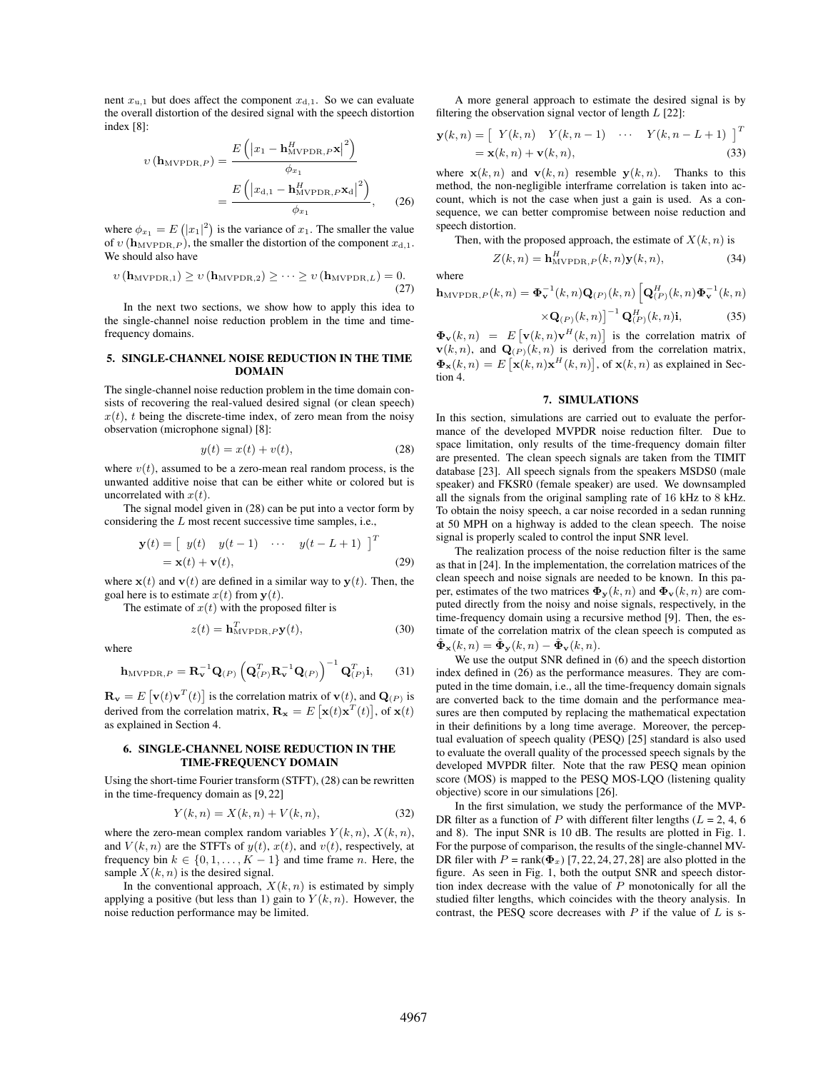nent $x_{u,1}$ but does affect the component $x_{d,1}$. So we can evaluate the overall distortion of the desired signal with the speech distortion index [8]:

$$\upsilon\left(\mathbf{h}_{\mathrm{MVPDR},P}\right) = \frac{E\left(\left|x_1 - \mathbf{h}_{\mathrm{MVPDR},P}^H \mathbf{x}\right|^2\right)}{\phi_{x_1}} = \frac{E\left(\left|x_{\mathrm{d},1} - \mathbf{h}_{\mathrm{MVPDR},P}^H \mathbf{x}_{\mathrm{d}}\right|^2\right)}{\phi_{x_1}}, \quad (26)$$

where $\phi_{x_1} = E\left(|x_1|^2\right)$ is the variance of $x_1$. The smaller the value of $\upsilon\left(\mathbf{h}_{\mathrm{MVPDR},P}\right)$, the smaller the distortion of the component $x_{\mathrm{d},1}$. We should also have

$$\upsilon\left(\mathbf{h}_{\mathrm{MVPDR},1}\right) \geq \upsilon\left(\mathbf{h}_{\mathrm{MVPDR},2}\right) \geq \cdots \geq \upsilon\left(\mathbf{h}_{\mathrm{MVPDR},L}\right) = 0. \quad (27)$$

In the next two sections, we show how to apply this idea to the single-channel noise reduction problem in the time and time-frequency domains.

## 5. SINGLE-CHANNEL NOISE REDUCTION IN THE TIME DOMAIN

The single-channel noise reduction problem in the time domain consists of recovering the real-valued desired signal (or clean speech) $x(t)$, $t$ being the discrete-time index, of zero mean from the noisy observation (microphone signal) [8]:

$$y(t) = x(t) + v(t), \quad (28)$$

where $v(t)$, assumed to be a zero-mean real random process, is the unwanted additive noise that can be either white or colored but is uncorrelated with $x(t)$.

The signal model given in (28) can be put into a vector form by considering the $L$ most recent successive time samples, i.e.,

$$\mathbf{y}(t) = \begin{bmatrix} y(t) & y(t-1) & \cdots & y(t-L+1) \end{bmatrix}^T = \mathbf{x}(t) + \mathbf{v}(t), \quad (29)$$

where $\mathbf{x}(t)$ and $\mathbf{v}(t)$ are defined in a similar way to $\mathbf{y}(t)$. Then, the goal here is to estimate $x(t)$ from $\mathbf{y}(t)$.

The estimate of $x(t)$ with the proposed filter is

$$z(t) = \mathbf{h}_{\mathrm{MVPDR},P}^T \mathbf{y}(t), \quad (30)$$

where

$$\mathbf{h}_{\mathrm{MVPDR},P} = \mathbf{R}_{\mathbf{v}}^{-1} \mathbf{Q}_{(P)} \left(\mathbf{Q}_{(P)}^T \mathbf{R}_{\mathbf{v}}^{-1} \mathbf{Q}_{(P)}\right)^{-1} \mathbf{Q}_{(P)}^T \mathbf{i}, \quad (31)$$

$\mathbf{R}_{\mathbf{v}} = E\left[\mathbf{v}(t)\mathbf{v}^T(t)\right]$ is the correlation matrix of $\mathbf{v}(t)$, and $\mathbf{Q}_{(P)}$ is derived from the correlation matrix, $\mathbf{R}_{\mathbf{x}} = E\left[\mathbf{x}(t)\mathbf{x}^T(t)\right]$, of $\mathbf{x}(t)$ as explained in Section 4.

## 6. SINGLE-CHANNEL NOISE REDUCTION IN THE TIME-FREQUENCY DOMAIN

Using the short-time Fourier transform (STFT), (28) can be rewritten in the time-frequency domain as [9, 22]

$$Y(k,n) = X(k,n) + V(k,n), \quad (32)$$

where the zero-mean complex random variables $Y(k,n)$, $X(k,n)$, and $V(k,n)$ are the STFTs of $y(t)$, $x(t)$, and $v(t)$, respectively, at frequency bin $k \in \{0, 1, \ldots, K-1\}$ and time frame $n$. Here, the sample $X(k,n)$ is the desired signal.

In the conventional approach, $X(k,n)$ is estimated by simply applying a positive (but less than 1) gain to $Y(k,n)$. However, the noise reduction performance may be limited.

A more general approach to estimate the desired signal is by filtering the observation signal vector of length $L$ [22]:

$$\mathbf{y}(k,n) = \begin{bmatrix} Y(k,n) & Y(k,n-1) & \cdots & Y(k,n-L+1) \end{bmatrix}^T = \mathbf{x}(k,n) + \mathbf{v}(k,n), \quad (33)$$

where $\mathbf{x}(k,n)$ and $\mathbf{v}(k,n)$ resemble $\mathbf{y}(k,n)$. Thanks to this method, the non-negligible interframe correlation is taken into account, which is not the case when just a gain is used. As a consequence, we can better compromise between noise reduction and speech distortion.

Then, with the proposed approach, the estimate of $X(k,n)$ is

$$Z(k,n) = \mathbf{h}_{\mathrm{MVPDR},P}^H(k,n)\mathbf{y}(k,n), \quad (34)$$

where

$$\mathbf{h}_{\mathrm{MVPDR},P}(k,n) = \mathbf{\Phi}_{\mathbf{v}}^{-1}(k,n)\mathbf{Q}_{(P)}(k,n)\left[\mathbf{Q}_{(P)}^H(k,n)\mathbf{\Phi}_{\mathbf{v}}^{-1}(k,n) \times \mathbf{Q}_{(P)}(k,n)\right]^{-1}\mathbf{Q}_{(P)}^H(k,n)\mathbf{i}, \quad (35)$$

$\mathbf{\Phi}_{\mathbf{v}}(k,n) = E\left[\mathbf{v}(k,n)\mathbf{v}^H(k,n)\right]$ is the correlation matrix of $\mathbf{v}(k,n)$, and $\mathbf{Q}_{(P)}(k,n)$ is derived from the correlation matrix, $\mathbf{\Phi}_{\mathbf{x}}(k,n) = E\left[\mathbf{x}(k,n)\mathbf{x}^H(k,n)\right]$, of $\mathbf{x}(k,n)$ as explained in Section 4.

## 7. SIMULATIONS

In this section, simulations are carried out to evaluate the performance of the developed MVPDR noise reduction filter. Due to space limitation, only results of the time-frequency domain filter are presented. The clean speech signals are taken from the TIMIT database [23]. All speech signals from the speakers MSDS0 (male speaker) and FKSR0 (female speaker) are used. We downsampled all the signals from the original sampling rate of 16 kHz to 8 kHz. To obtain the noisy speech, a car noise recorded in a sedan running at 50 MPH on a highway is added to the clean speech. The noise signal is properly scaled to control the input SNR level.

The realization process of the noise reduction filter is the same as that in [24]. In the implementation, the correlation matrices of the clean speech and noise signals are needed to be known. In this paper, estimates of the two matrices $\mathbf{\Phi}_{\mathbf{y}}(k,n)$ and $\mathbf{\Phi}_{\mathbf{v}}(k,n)$ are computed directly from the noisy and noise signals, respectively, in the time-frequency domain using a recursive method [9]. Then, the estimate of the correlation matrix of the clean speech is computed as $\hat{\mathbf{\Phi}}_{\mathbf{x}}(k,n) = \hat{\mathbf{\Phi}}_{\mathbf{y}}(k,n) - \hat{\mathbf{\Phi}}_{\mathbf{v}}(k,n)$.

We use the output SNR defined in (6) and the speech distortion index defined in (26) as the performance measures. They are computed in the time domain, i.e., all the time-frequency domain signals are converted back to the time domain and the performance measures are then computed by replacing the mathematical expectation in their definitions by a long time average. Moreover, the perceptual evaluation of speech quality (PESQ) [25] standard is also used to evaluate the overall quality of the processed speech signals by the developed MVPDR filter. Note that the raw PESQ mean opinion score (MOS) is mapped to the PESQ MOS-LQO (listening quality objective) score in our simulations [26].

In the first simulation, we study the performance of the MVPDR filter as a function of $P$ with different filter lengths ($L$ = 2, 4, 6 and 8). The input SNR is 10 dB. The results are plotted in Fig. 1. For the purpose of comparison, the results of the single-channel MVDR filer with $P = \mathrm{rank}(\mathbf{\Phi}_x)$ [7, 22, 24, 27, 28] are also plotted in the figure. As seen in Fig. 1, both the output SNR and speech distortion index decrease with the value of $P$ monotonically for all the studied filter lengths, which coincides with the theory analysis. In contrast, the PESQ score decreases with $P$ if the value of $L$ is s-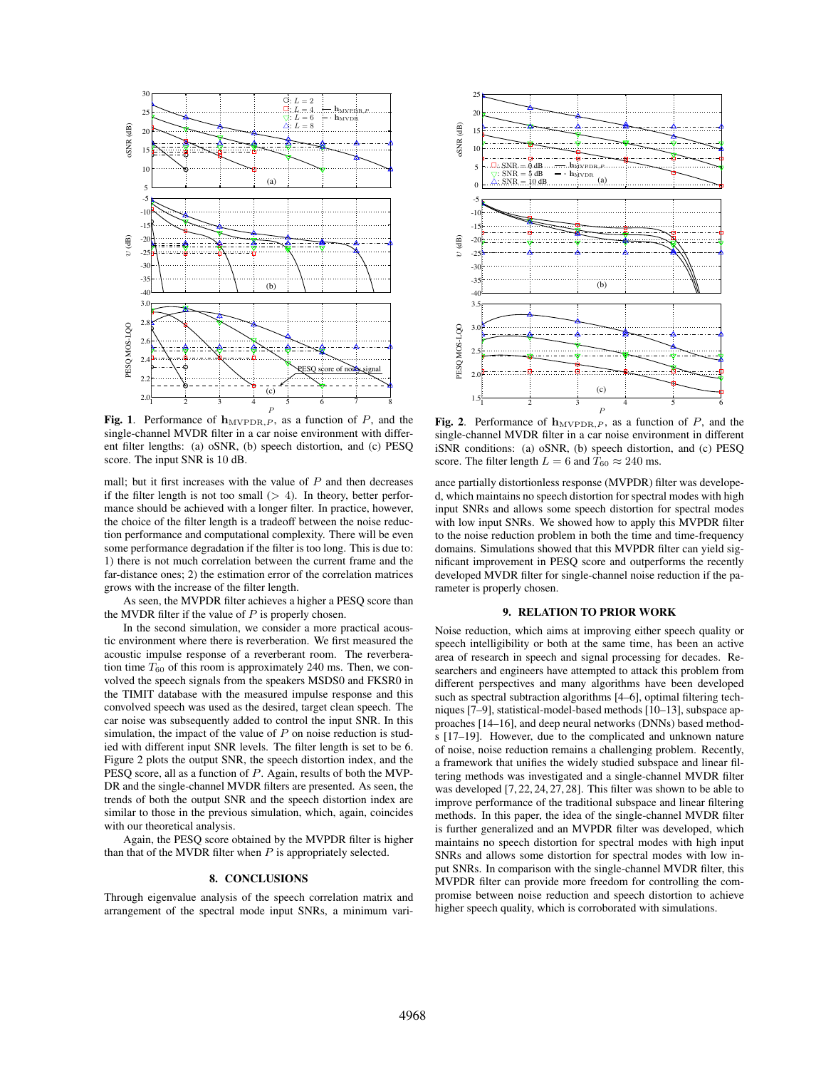(a)

oSNR (dB)

○: $L = 2$
□: $L = 4$ —— $\mathbf{h}_{\text{MVPDR},P}$
▽: $L = 6$ – · $\mathbf{h}_{\text{MVDR}}$
△: $L = 8$

(b)

$\upsilon$ (dB)

(c)

PESQ MOS-LQO

PESQ score of noisy signal

$P$

**Fig. 1**. Performance of $\mathbf{h}_{\text{MVPDR},P}$, as a function of $P$, and the single-channel MVDR filter in a car noise environment with different filter lengths: (a) oSNR, (b) speech distortion, and (c) PESQ score. The input SNR is 10 dB.

(a)

oSNR (dB)

□: SNR = 0 dB —— $\mathbf{h}_{\text{MVPDR},P}$
▽: SNR = 5 dB – · $\mathbf{h}_{\text{MVDR}}$
△: SNR = 10 dB

(b)

$\upsilon$ (dB)

(c)

PESQ MOS-LQO

$P$

**Fig. 2**. Performance of $\mathbf{h}_{\text{MVPDR},P}$, as a function of $P$, and the single-channel MVDR filter in a car noise environment in different iSNR conditions: (a) oSNR, (b) speech distortion, and (c) PESQ score. The filter length $L = 6$ and $T_{60} \approx 240$ ms.

mall; but it first increases with the value of $P$ and then decreases if the filter length is not too small ($> 4$). In theory, better performance should be achieved with a longer filter. In practice, however, the choice of the filter length is a tradeoff between the noise reduction performance and computational complexity. There will be even some performance degradation if the filter is too long. This is due to: 1) there is not much correlation between the current frame and the far-distance ones; 2) the estimation error of the correlation matrices grows with the increase of the filter length.

As seen, the MVPDR filter achieves a higher a PESQ score than the MVDR filter if the value of $P$ is properly chosen.

In the second simulation, we consider a more practical acoustic environment where there is reverberation. We first measured the acoustic impulse response of a reverberant room. The reverberation time $T_{60}$ of this room is approximately 240 ms. Then, we convolved the speech signals from the speakers MSDS0 and FKSR0 in the TIMIT database with the measured impulse response and this convolved speech was used as the desired, target clean speech. The car noise was subsequently added to control the input SNR. In this simulation, the impact of the value of $P$ on noise reduction is studied with different input SNR levels. The filter length is set to be 6. Figure 2 plots the output SNR, the speech distortion index, and the PESQ score, all as a function of $P$. Again, results of both the MVPDR and the single-channel MVDR filters are presented. As seen, the trends of both the output SNR and the speech distortion index are similar to those in the previous simulation, which, again, coincides with our theoretical analysis.

Again, the PESQ score obtained by the MVPDR filter is higher than that of the MVDR filter when $P$ is appropriately selected.

## 8. CONCLUSIONS

Through eigenvalue analysis of the speech correlation matrix and arrangement of the spectral mode input SNRs, a minimum variance partially distortionless response (MVPDR) filter was developed, which maintains no speech distortion for spectral modes with high input SNRs and allows some speech distortion for spectral modes with low input SNRs. We showed how to apply this MVPDR filter to the noise reduction problem in both the time and time-frequency domains. Simulations showed that this MVPDR filter can yield significant improvement in PESQ score and outperforms the recently developed MVDR filter for single-channel noise reduction if the parameter is properly chosen.

## 9. RELATION TO PRIOR WORK

Noise reduction, which aims at improving either speech quality or speech intelligibility or both at the same time, has been an active area of research in speech and signal processing for decades. Researchers and engineers have attempted to attack this problem from different perspectives and many algorithms have been developed such as spectral subtraction algorithms [4–6], optimal filtering techniques [7–9], statistical-model-based methods [10–13], subspace approaches [14–16], and deep neural networks (DNNs) based methods [17–19]. However, due to the complicated and unknown nature of noise, noise reduction remains a challenging problem. Recently, a framework that unifies the widely studied subspace and linear filtering methods was investigated and a single-channel MVDR filter was developed [7, 22, 24, 27, 28]. This filter was shown to be able to improve performance of the traditional subspace and linear filtering methods. In this paper, the idea of the single-channel MVDR filter is further generalized and an MVPDR filter was developed, which maintains no speech distortion for spectral modes with high input SNRs and allows some distortion for spectral modes with low input SNRs. In comparison with the single-channel MVDR filter, this MVPDR filter can provide more freedom for controlling the compromise between noise reduction and speech distortion to achieve higher speech quality, which is corroborated with simulations.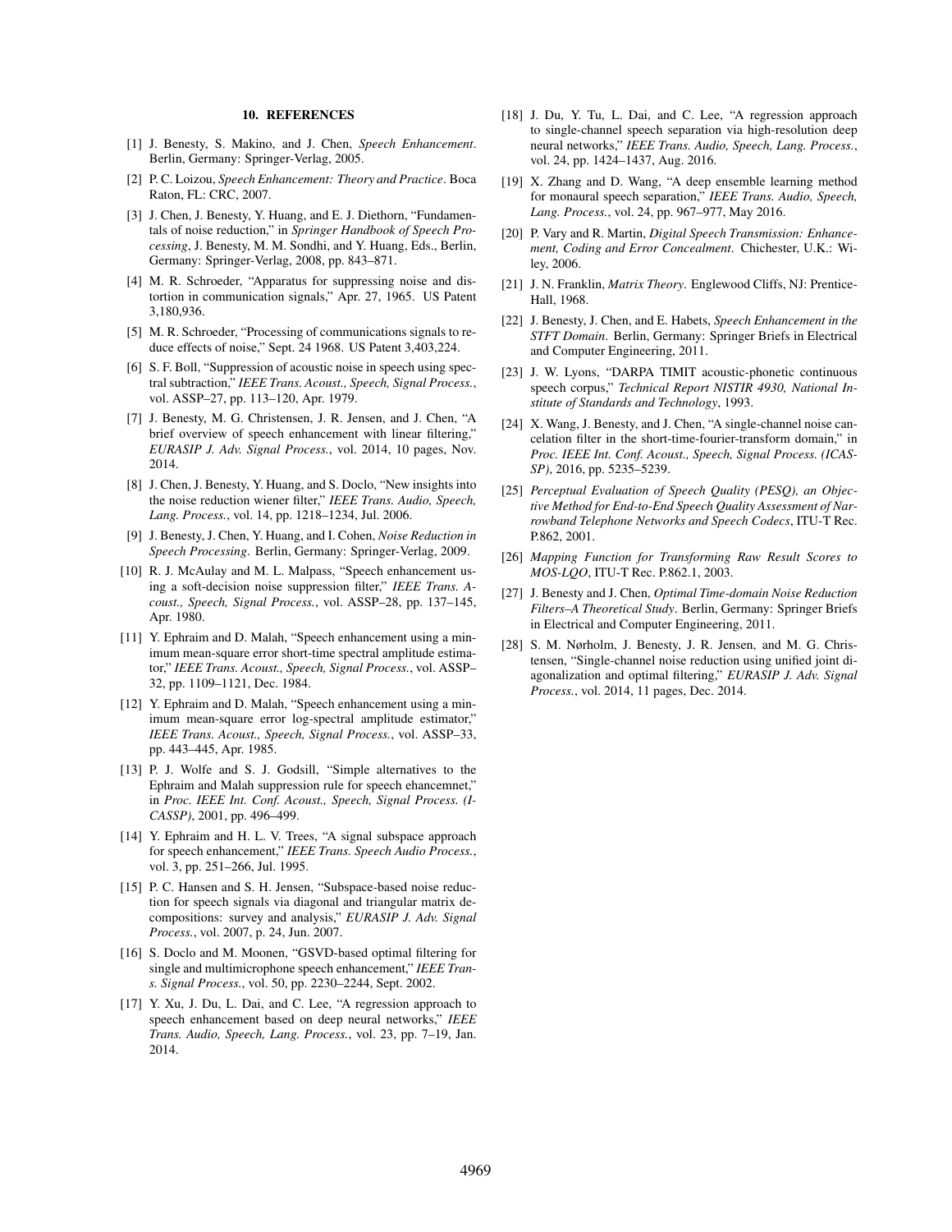## 10. REFERENCES

[1] J. Benesty, S. Makino, and J. Chen, *Speech Enhancement*. Berlin, Germany: Springer-Verlag, 2005.

[2] P. C. Loizou, *Speech Enhancement: Theory and Practice*. Boca Raton, FL: CRC, 2007.

[3] J. Chen, J. Benesty, Y. Huang, and E. J. Diethorn, "Fundamentals of noise reduction," in *Springer Handbook of Speech Processing*, J. Benesty, M. M. Sondhi, and Y. Huang, Eds., Berlin, Germany: Springer-Verlag, 2008, pp. 843–871.

[4] M. R. Schroeder, "Apparatus for suppressing noise and distortion in communication signals," Apr. 27, 1965. US Patent 3,180,936.

[5] M. R. Schroeder, "Processing of communications signals to reduce effects of noise," Sept. 24 1968. US Patent 3,403,224.

[6] S. F. Boll, "Suppression of acoustic noise in speech using spectral subtraction," *IEEE Trans. Acoust., Speech, Signal Process.*, vol. ASSP–27, pp. 113–120, Apr. 1979.

[7] J. Benesty, M. G. Christensen, J. R. Jensen, and J. Chen, "A brief overview of speech enhancement with linear filtering," *EURASIP J. Adv. Signal Process.*, vol. 2014, 10 pages, Nov. 2014.

[8] J. Chen, J. Benesty, Y. Huang, and S. Doclo, "New insights into the noise reduction wiener filter," *IEEE Trans. Audio, Speech, Lang. Process.*, vol. 14, pp. 1218–1234, Jul. 2006.

[9] J. Benesty, J. Chen, Y. Huang, and I. Cohen, *Noise Reduction in Speech Processing*. Berlin, Germany: Springer-Verlag, 2009.

[10] R. J. McAulay and M. L. Malpass, "Speech enhancement using a soft-decision noise suppression filter," *IEEE Trans. Acoust., Speech, Signal Process.*, vol. ASSP–28, pp. 137–145, Apr. 1980.

[11] Y. Ephraim and D. Malah, "Speech enhancement using a minimum mean-square error short-time spectral amplitude estimator," *IEEE Trans. Acoust., Speech, Signal Process.*, vol. ASSP–32, pp. 1109–1121, Dec. 1984.

[12] Y. Ephraim and D. Malah, "Speech enhancement using a minimum mean-square error log-spectral amplitude estimator," *IEEE Trans. Acoust., Speech, Signal Process.*, vol. ASSP–33, pp. 443–445, Apr. 1985.

[13] P. J. Wolfe and S. J. Godsill, "Simple alternatives to the Ephraim and Malah suppression rule for speech ehancemnet," in *Proc. IEEE Int. Conf. Acoust., Speech, Signal Process. (ICASSP)*, 2001, pp. 496–499.

[14] Y. Ephraim and H. L. V. Trees, "A signal subspace approach for speech enhancement," *IEEE Trans. Speech Audio Process.*, vol. 3, pp. 251–266, Jul. 1995.

[15] P. C. Hansen and S. H. Jensen, "Subspace-based noise reduction for speech signals via diagonal and triangular matrix decompositions: survey and analysis," *EURASIP J. Adv. Signal Process.*, vol. 2007, p. 24, Jun. 2007.

[16] S. Doclo and M. Moonen, "GSVD-based optimal filtering for single and multimicrophone speech enhancement," *IEEE Trans. Signal Process.*, vol. 50, pp. 2230–2244, Sept. 2002.

[17] Y. Xu, J. Du, L. Dai, and C. Lee, "A regression approach to speech enhancement based on deep neural networks," *IEEE Trans. Audio, Speech, Lang. Process.*, vol. 23, pp. 7–19, Jan. 2014.

[18] J. Du, Y. Tu, L. Dai, and C. Lee, "A regression approach to single-channel speech separation via high-resolution deep neural networks," *IEEE Trans. Audio, Speech, Lang. Process.*, vol. 24, pp. 1424–1437, Aug. 2016.

[19] X. Zhang and D. Wang, "A deep ensemble learning method for monaural speech separation," *IEEE Trans. Audio, Speech, Lang. Process.*, vol. 24, pp. 967–977, May 2016.

[20] P. Vary and R. Martin, *Digital Speech Transmission: Enhancement, Coding and Error Concealment*. Chichester, U.K.: Wiley, 2006.

[21] J. N. Franklin, *Matrix Theory*. Englewood Cliffs, NJ: Prentice-Hall, 1968.

[22] J. Benesty, J. Chen, and E. Habets, *Speech Enhancement in the STFT Domain*. Berlin, Germany: Springer Briefs in Electrical and Computer Engineering, 2011.

[23] J. W. Lyons, "DARPA TIMIT acoustic-phonetic continuous speech corpus," *Technical Report NISTIR 4930, National Institute of Standards and Technology*, 1993.

[24] X. Wang, J. Benesty, and J. Chen, "A single-channel noise cancelation filter in the short-time-fourier-transform domain," in *Proc. IEEE Int. Conf. Acoust., Speech, Signal Process. (ICASSP)*, 2016, pp. 5235–5239.

[25] *Perceptual Evaluation of Speech Quality (PESQ), an Objective Method for End-to-End Speech Quality Assessment of Narrowband Telephone Networks and Speech Codecs*, ITU-T Rec. P.862, 2001.

[26] *Mapping Function for Transforming Raw Result Scores to MOS-LQO*, ITU-T Rec. P.862.1, 2003.

[27] J. Benesty and J. Chen, *Optimal Time-domain Noise Reduction Filters–A Theoretical Study*. Berlin, Germany: Springer Briefs in Electrical and Computer Engineering, 2011.

[28] S. M. Nørholm, J. Benesty, J. R. Jensen, and M. G. Christensen, "Single-channel noise reduction using unified joint diagonalization and optimal filtering," *EURASIP J. Adv. Signal Process.*, vol. 2014, 11 pages, Dec. 2014.